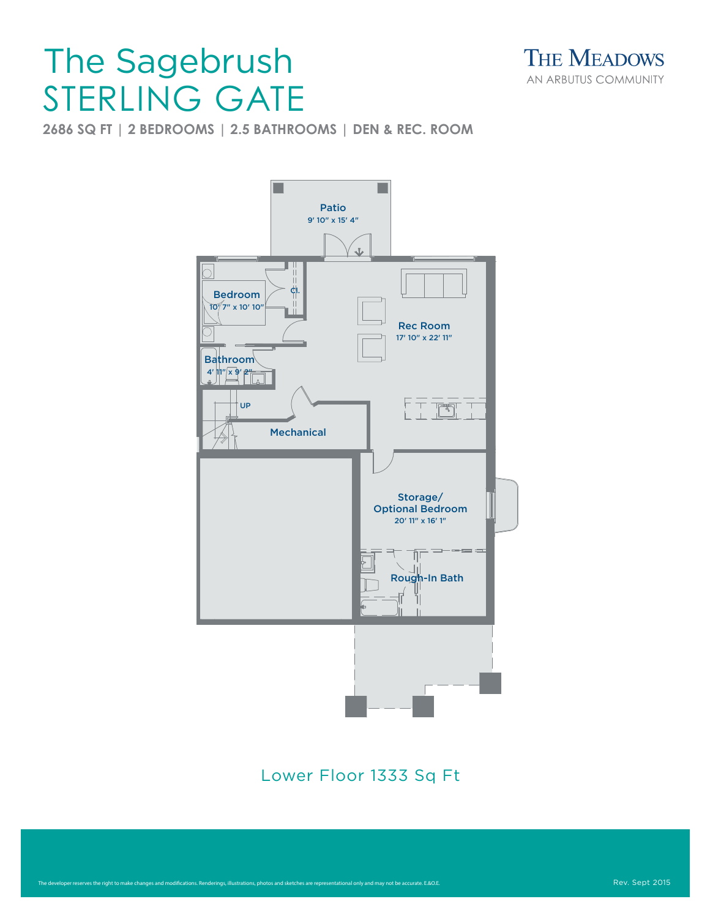# The Sagebrush STERLING GATE

THE MEADOWS
AN ARBUTUS COMMUNITY

**2686 SQ FT | 2 BEDROOMS | 2.5 BATHROOMS | DEN & REC. ROOM**

Patio
9' 10" x 15' 4"

Bedroom
10' 7" x 10' 10"

Cl.

Rec Room
17' 10" x 22' 11"

Bathroom
4' 11" x 9' 2"

UP

Mechanical

Storage/
Optional Bedroom
20' 11" x 16' 1"

Rough-In Bath

Lower Floor 1333 Sq Ft

The developer reserves the right to make changes and modifications. Renderings, illustrations, photos and sketches are representational only and may not be accurate. E.&O.E.

Rev. Sept 2015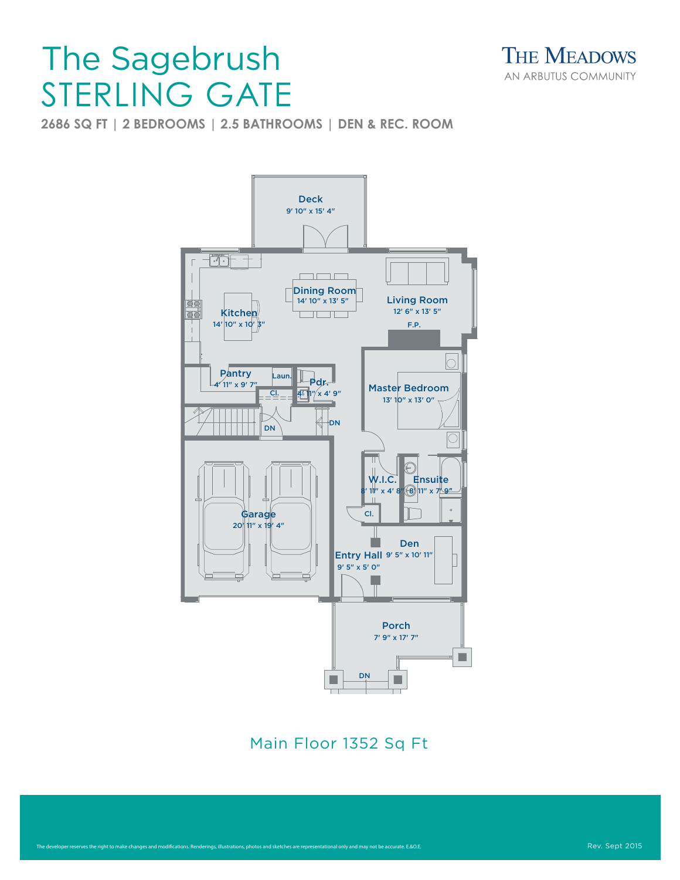# The Sagebrush
# STERLING GATE

THE MEADOWS
AN ARBUTUS COMMUNITY

**2686 SQ FT | 2 BEDROOMS | 2.5 BATHROOMS | DEN & REC. ROOM**

Deck
9′ 10″ x 15′ 4″

Kitchen
14′ 10″ x 10′ 3″

Dining Room
14′ 10″ x 13′ 5″

Living Room
12′ 6″ x 13′ 5″

F.P.

Pantry
4′ 11″ x 9′ 7″

Laun.

Pdr.
4′ 11″ x 4′ 9″

Cl.

DN

DN

Master Bedroom
13′ 10″ x 13′ 0″

W.I.C.
8′ 11″ x 4′ 8″

Ensuite
8′ 11″ x 7′ 9″

Cl.

Garage
20′ 11″ x 19′ 4″

Den
9′ 5″ x 10′ 11″

Entry Hall
9′ 5″ x 5′ 0″

Porch
7′ 9″ x 17′ 7″

DN

Main Floor 1352 Sq Ft

The developer reserves the right to make changes and modifications. Renderings, illustrations, photos and sketches are representational only and may not be accurate. E.&O.E.

Rev. Sept 2015